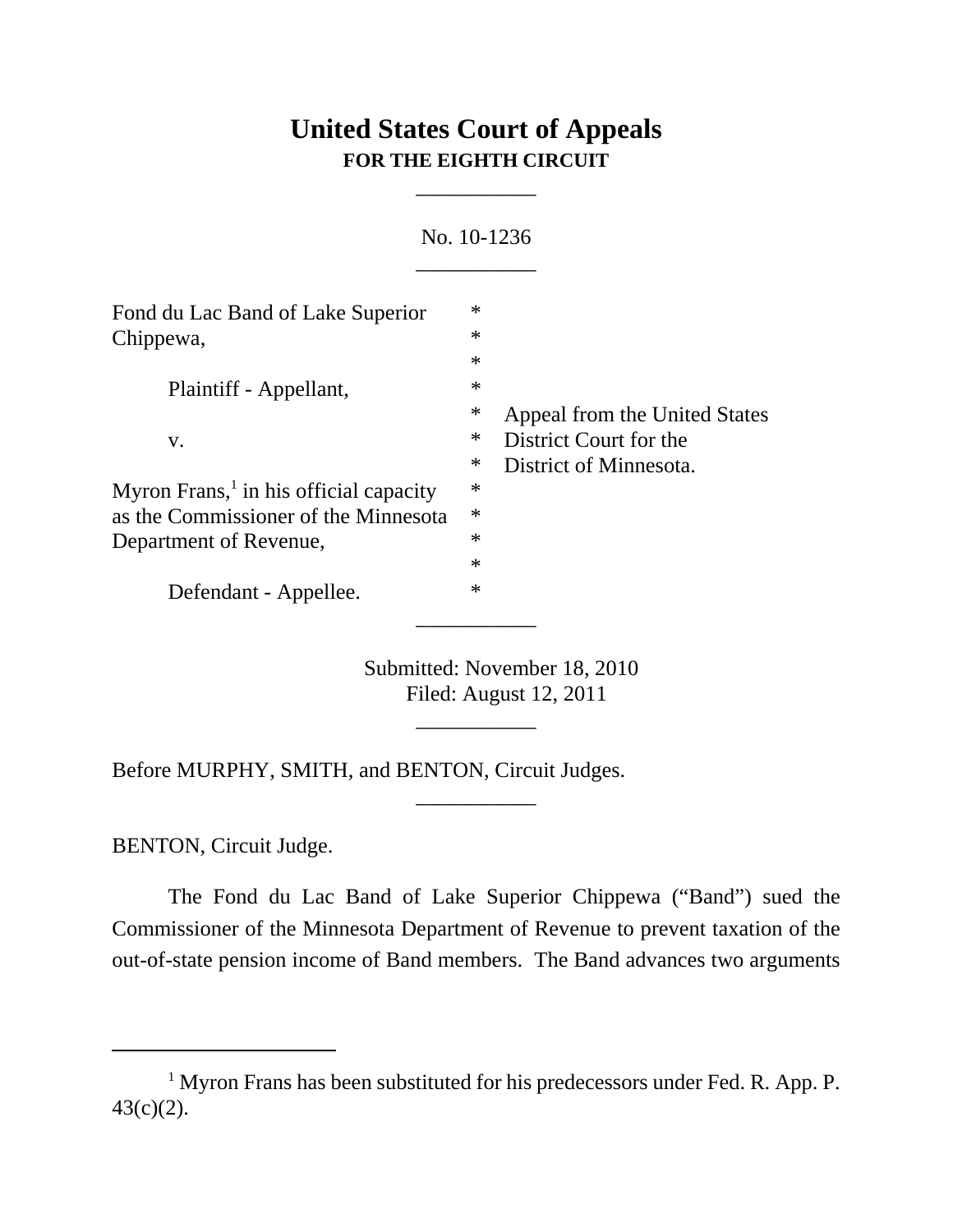# United States Court of Appeals
**FOR THE EIGHTH CIRCUIT**

___________

No. 10-1236

___________

Fond du Lac Band of Lake Superior Chippewa, * 
Plaintiff - Appellant, * 
v. * Appeal from the United States District Court for the District of Minnesota. 
Myron Frans,[1] in his official capacity as the Commissioner of the Minnesota Department of Revenue, * 
Defendant - Appellee. *

___________

Submitted: November 18, 2010
Filed: August 12, 2011

___________

Before MURPHY, SMITH, and BENTON, Circuit Judges.

___________

BENTON, Circuit Judge.

The Fond du Lac Band of Lake Superior Chippewa ("Band") sued the Commissioner of the Minnesota Department of Revenue to prevent taxation of the out-of-state pension income of Band members. The Band advances two arguments

---

[1] Myron Frans has been substituted for his predecessors under Fed. R. App. P. 43(c)(2).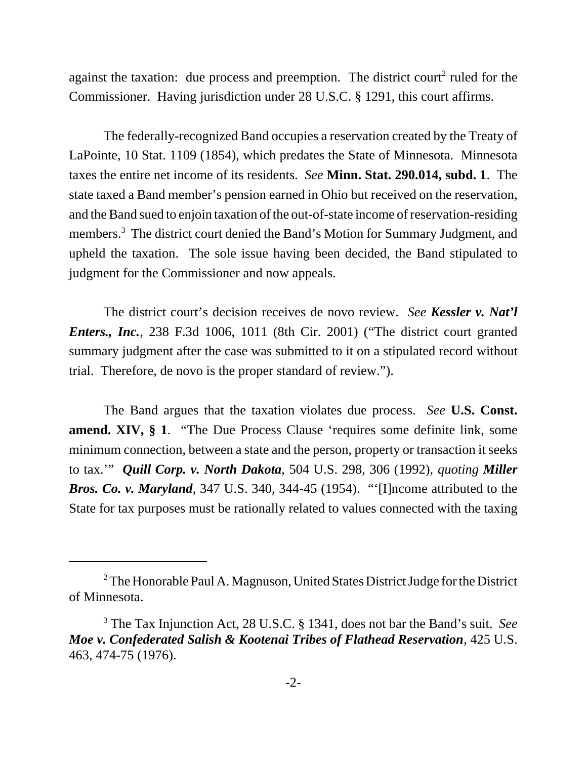against the taxation: due process and preemption. The district court[2] ruled for the Commissioner. Having jurisdiction under 28 U.S.C. § 1291, this court affirms.

The federally-recognized Band occupies a reservation created by the Treaty of LaPointe, 10 Stat. 1109 (1854), which predates the State of Minnesota. Minnesota taxes the entire net income of its residents. *See* **Minn. Stat. 290.014, subd. 1**. The state taxed a Band member's pension earned in Ohio but received on the reservation, and the Band sued to enjoin taxation of the out-of-state income of reservation-residing members.[3] The district court denied the Band's Motion for Summary Judgment, and upheld the taxation. The sole issue having been decided, the Band stipulated to judgment for the Commissioner and now appeals.

The district court's decision receives de novo review. *See* ***Kessler v. Nat'l Enters., Inc.***, 238 F.3d 1006, 1011 (8th Cir. 2001) ("The district court granted summary judgment after the case was submitted to it on a stipulated record without trial. Therefore, de novo is the proper standard of review.").

The Band argues that the taxation violates due process. *See* **U.S. Const. amend. XIV, § 1**. "The Due Process Clause 'requires some definite link, some minimum connection, between a state and the person, property or transaction it seeks to tax.'" ***Quill Corp. v. North Dakota***, 504 U.S. 298, 306 (1992), *quoting* ***Miller Bros. Co. v. Maryland***, 347 U.S. 340, 344-45 (1954). "'[I]ncome attributed to the State for tax purposes must be rationally related to values connected with the taxing

---

[2] The Honorable Paul A. Magnuson, United States District Judge for the District of Minnesota.

[3] The Tax Injunction Act, 28 U.S.C. § 1341, does not bar the Band's suit. *See* ***Moe v. Confederated Salish & Kootenai Tribes of Flathead Reservation***, 425 U.S. 463, 474-75 (1976).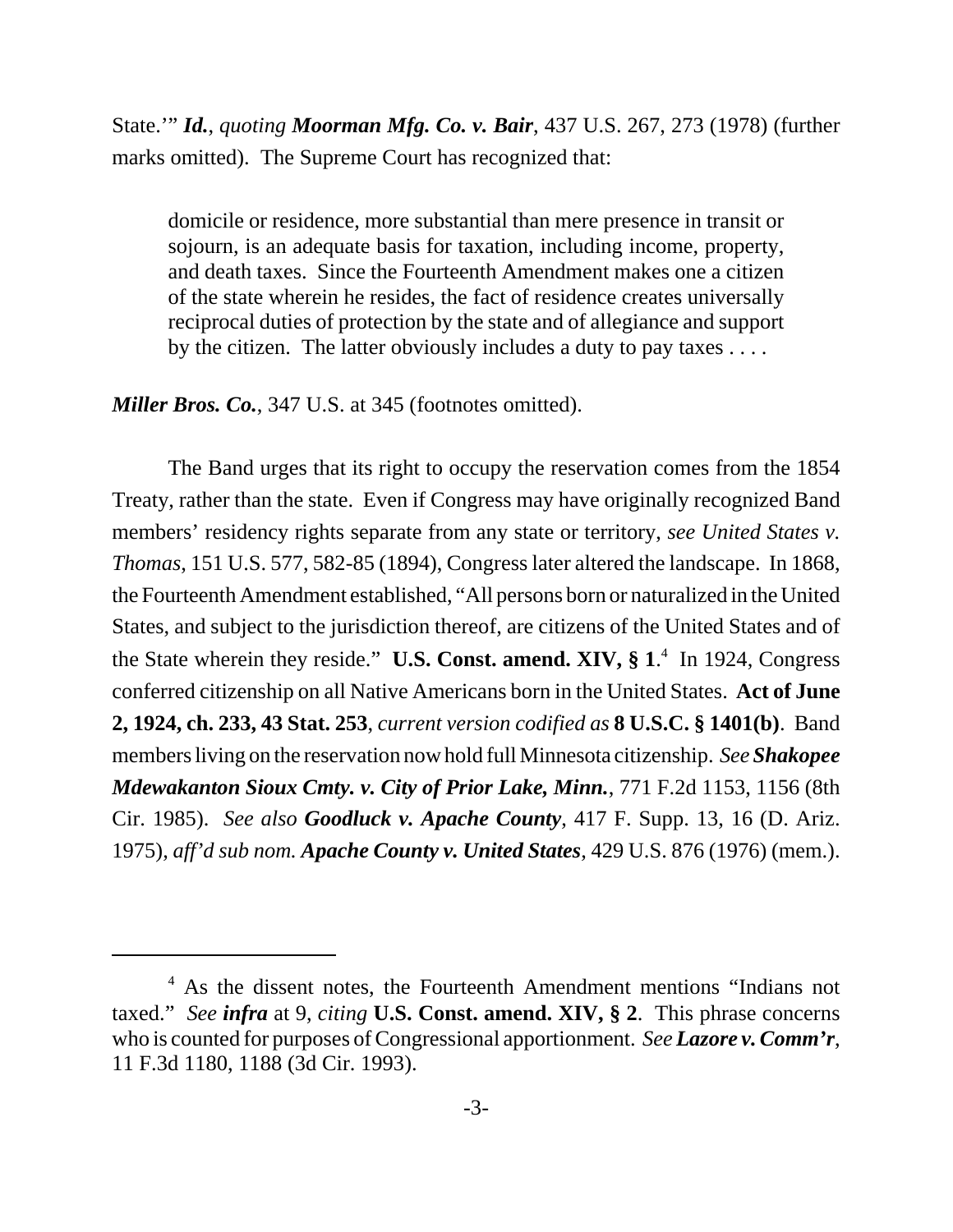State.'" ***Id.***, *quoting* ***Moorman Mfg. Co. v. Bair***, 437 U.S. 267, 273 (1978) (further marks omitted). The Supreme Court has recognized that:

> domicile or residence, more substantial than mere presence in transit or sojourn, is an adequate basis for taxation, including income, property, and death taxes. Since the Fourteenth Amendment makes one a citizen of the state wherein he resides, the fact of residence creates universally reciprocal duties of protection by the state and of allegiance and support by the citizen. The latter obviously includes a duty to pay taxes . . . .

***Miller Bros. Co.***, 347 U.S. at 345 (footnotes omitted).

The Band urges that its right to occupy the reservation comes from the 1854 Treaty, rather than the state. Even if Congress may have originally recognized Band members' residency rights separate from any state or territory, *see United States v. Thomas*, 151 U.S. 577, 582-85 (1894), Congress later altered the landscape. In 1868, the Fourteenth Amendment established, "All persons born or naturalized in the United States, and subject to the jurisdiction thereof, are citizens of the United States and of the State wherein they reside." **U.S. Const. amend. XIV, § 1**.[4] In 1924, Congress conferred citizenship on all Native Americans born in the United States. **Act of June 2, 1924, ch. 233, 43 Stat. 253**, *current version codified as* **8 U.S.C. § 1401(b)**. Band members living on the reservation now hold full Minnesota citizenship. *See* ***Shakopee Mdewakanton Sioux Cmty. v. City of Prior Lake, Minn.***, 771 F.2d 1153, 1156 (8th Cir. 1985). *See also* ***Goodluck v. Apache County***, 417 F. Supp. 13, 16 (D. Ariz. 1975), *aff'd sub nom.* ***Apache County v. United States***, 429 U.S. 876 (1976) (mem.).

---

[4] As the dissent notes, the Fourteenth Amendment mentions "Indians not taxed." *See* ***infra*** at 9, *citing* **U.S. Const. amend. XIV, § 2**. This phrase concerns who is counted for purposes of Congressional apportionment. *See* ***Lazore v. Comm'r***, 11 F.3d 1180, 1188 (3d Cir. 1993).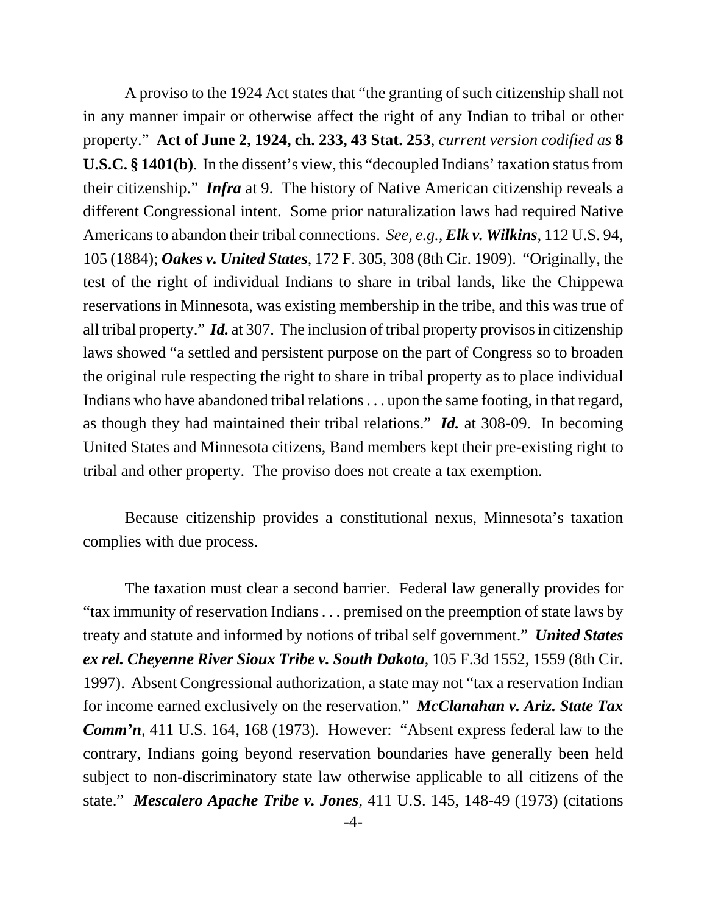A proviso to the 1924 Act states that "the granting of such citizenship shall not in any manner impair or otherwise affect the right of any Indian to tribal or other property." **Act of June 2, 1924, ch. 233, 43 Stat. 253**, *current version codified as* **8 U.S.C. § 1401(b)**. In the dissent's view, this "decoupled Indians' taxation status from their citizenship." ***Infra*** at 9. The history of Native American citizenship reveals a different Congressional intent. Some prior naturalization laws had required Native Americans to abandon their tribal connections. *See, e.g.,* ***Elk v. Wilkins***, 112 U.S. 94, 105 (1884); ***Oakes v. United States***, 172 F. 305, 308 (8th Cir. 1909). "Originally, the test of the right of individual Indians to share in tribal lands, like the Chippewa reservations in Minnesota, was existing membership in the tribe, and this was true of all tribal property." ***Id.*** at 307. The inclusion of tribal property provisos in citizenship laws showed "a settled and persistent purpose on the part of Congress so to broaden the original rule respecting the right to share in tribal property as to place individual Indians who have abandoned tribal relations . . . upon the same footing, in that regard, as though they had maintained their tribal relations." ***Id.*** at 308-09. In becoming United States and Minnesota citizens, Band members kept their pre-existing right to tribal and other property. The proviso does not create a tax exemption.

Because citizenship provides a constitutional nexus, Minnesota's taxation complies with due process.

The taxation must clear a second barrier. Federal law generally provides for "tax immunity of reservation Indians . . . premised on the preemption of state laws by treaty and statute and informed by notions of tribal self government." ***United States ex rel. Cheyenne River Sioux Tribe v. South Dakota***, 105 F.3d 1552, 1559 (8th Cir. 1997). Absent Congressional authorization, a state may not "tax a reservation Indian for income earned exclusively on the reservation." ***McClanahan v. Ariz. State Tax Comm'n***, 411 U.S. 164, 168 (1973). However: "Absent express federal law to the contrary, Indians going beyond reservation boundaries have generally been held subject to non-discriminatory state law otherwise applicable to all citizens of the state." ***Mescalero Apache Tribe v. Jones***, 411 U.S. 145, 148-49 (1973) (citations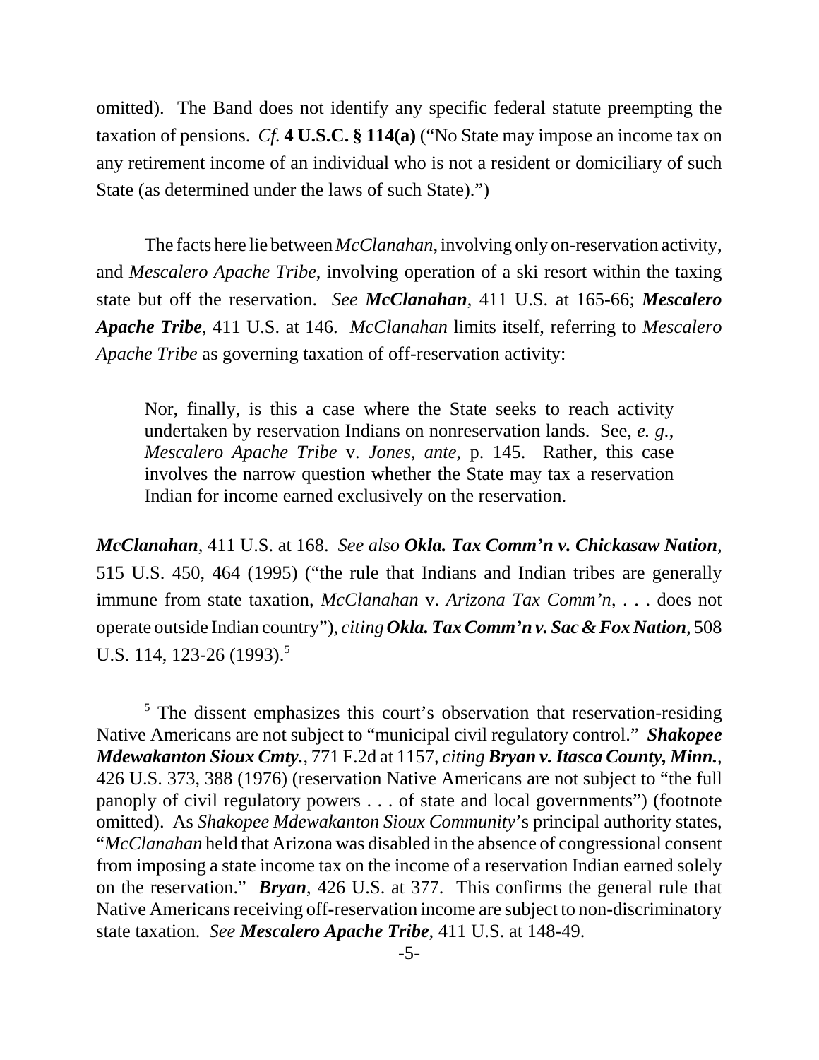omitted). The Band does not identify any specific federal statute preempting the taxation of pensions. *Cf.* **4 U.S.C. § 114(a)** ("No State may impose an income tax on any retirement income of an individual who is not a resident or domiciliary of such State (as determined under the laws of such State).")

The facts here lie between *McClanahan*, involving only on-reservation activity, and *Mescalero Apache Tribe*, involving operation of a ski resort within the taxing state but off the reservation. *See* ***McClanahan***, 411 U.S. at 165-66; ***Mescalero Apache Tribe***, 411 U.S. at 146. *McClanahan* limits itself, referring to *Mescalero Apache Tribe* as governing taxation of off-reservation activity:

> Nor, finally, is this a case where the State seeks to reach activity undertaken by reservation Indians on nonreservation lands. See, *e. g.*, *Mescalero Apache Tribe* v. *Jones*, *ante*, p. 145. Rather, this case involves the narrow question whether the State may tax a reservation Indian for income earned exclusively on the reservation.

***McClanahan***, 411 U.S. at 168. *See also* ***Okla. Tax Comm'n v. Chickasaw Nation***, 515 U.S. 450, 464 (1995) ("the rule that Indians and Indian tribes are generally immune from state taxation, *McClanahan* v. *Arizona Tax Comm'n*, . . . does not operate outside Indian country"), *citing* ***Okla. Tax Comm'n v. Sac & Fox Nation***, 508 U.S. 114, 123-26 (1993).[5]

---

[5] The dissent emphasizes this court's observation that reservation-residing Native Americans are not subject to "municipal civil regulatory control." ***Shakopee Mdewakanton Sioux Cmty.***, 771 F.2d at 1157, *citing* ***Bryan v. Itasca County, Minn.***, 426 U.S. 373, 388 (1976) (reservation Native Americans are not subject to "the full panoply of civil regulatory powers . . . of state and local governments") (footnote omitted). As *Shakopee Mdewakanton Sioux Community*'s principal authority states, "*McClanahan* held that Arizona was disabled in the absence of congressional consent from imposing a state income tax on the income of a reservation Indian earned solely on the reservation." ***Bryan***, 426 U.S. at 377. This confirms the general rule that Native Americans receiving off-reservation income are subject to non-discriminatory state taxation. *See* ***Mescalero Apache Tribe***, 411 U.S. at 148-49.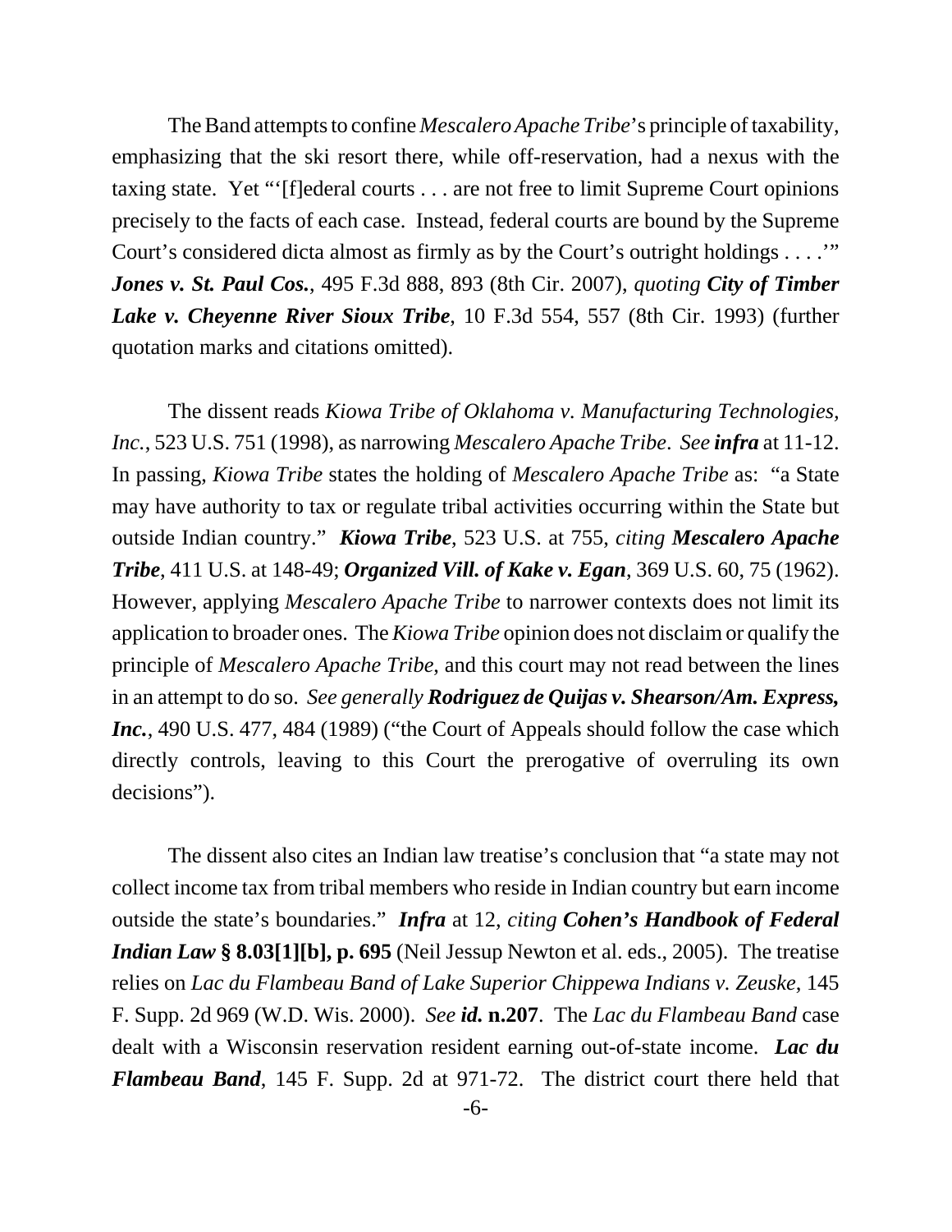The Band attempts to confine *Mescalero Apache Tribe*'s principle of taxability, emphasizing that the ski resort there, while off-reservation, had a nexus with the taxing state. Yet "'[f]ederal courts . . . are not free to limit Supreme Court opinions precisely to the facts of each case. Instead, federal courts are bound by the Supreme Court's considered dicta almost as firmly as by the Court's outright holdings . . . .'" ***Jones v. St. Paul Cos.***, 495 F.3d 888, 893 (8th Cir. 2007), *quoting* ***City of Timber Lake v. Cheyenne River Sioux Tribe***, 10 F.3d 554, 557 (8th Cir. 1993) (further quotation marks and citations omitted).

The dissent reads *Kiowa Tribe of Oklahoma v. Manufacturing Technologies, Inc.*, 523 U.S. 751 (1998), as narrowing *Mescalero Apache Tribe*. *See* ***infra*** at 11-12. In passing, *Kiowa Tribe* states the holding of *Mescalero Apache Tribe* as: "a State may have authority to tax or regulate tribal activities occurring within the State but outside Indian country." ***Kiowa Tribe***, 523 U.S. at 755, *citing* ***Mescalero Apache Tribe***, 411 U.S. at 148-49; ***Organized Vill. of Kake v. Egan***, 369 U.S. 60, 75 (1962). However, applying *Mescalero Apache Tribe* to narrower contexts does not limit its application to broader ones. The *Kiowa Tribe* opinion does not disclaim or qualify the principle of *Mescalero Apache Tribe,* and this court may not read between the lines in an attempt to do so. *See generally* ***Rodriguez de Quijas v. Shearson/Am. Express, Inc.***, 490 U.S. 477, 484 (1989) ("the Court of Appeals should follow the case which directly controls, leaving to this Court the prerogative of overruling its own decisions").

The dissent also cites an Indian law treatise's conclusion that "a state may not collect income tax from tribal members who reside in Indian country but earn income outside the state's boundaries." ***Infra*** at 12, *citing* ***Cohen's Handbook of Federal Indian Law* § 8.03[1][b], p. 695** (Neil Jessup Newton et al. eds., 2005). The treatise relies on *Lac du Flambeau Band of Lake Superior Chippewa Indians v. Zeuske*, 145 F. Supp. 2d 969 (W.D. Wis. 2000). *See* ***id.*** **n.207**. The *Lac du Flambeau Band* case dealt with a Wisconsin reservation resident earning out-of-state income. ***Lac du Flambeau Band***, 145 F. Supp. 2d at 971-72. The district court there held that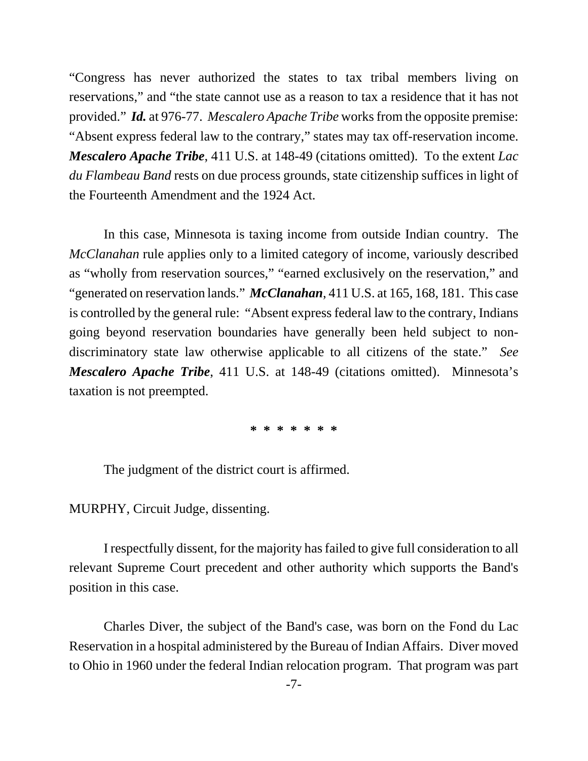"Congress has never authorized the states to tax tribal members living on reservations," and "the state cannot use as a reason to tax a residence that it has not provided." ***Id.*** at 976-77. *Mescalero Apache Tribe* works from the opposite premise: "Absent express federal law to the contrary," states may tax off-reservation income. ***Mescalero Apache Tribe***, 411 U.S. at 148-49 (citations omitted). To the extent *Lac du Flambeau Band* rests on due process grounds, state citizenship suffices in light of the Fourteenth Amendment and the 1924 Act.

In this case, Minnesota is taxing income from outside Indian country. The *McClanahan* rule applies only to a limited category of income, variously described as "wholly from reservation sources," "earned exclusively on the reservation," and "generated on reservation lands." ***McClanahan***, 411 U.S. at 165, 168, 181. This case is controlled by the general rule: "Absent express federal law to the contrary, Indians going beyond reservation boundaries have generally been held subject to non-discriminatory state law otherwise applicable to all citizens of the state." *See* ***Mescalero Apache Tribe***, 411 U.S. at 148-49 (citations omitted). Minnesota's taxation is not preempted.

\* \* \* \* \* \* \*

The judgment of the district court is affirmed.

MURPHY, Circuit Judge, dissenting.

I respectfully dissent, for the majority has failed to give full consideration to all relevant Supreme Court precedent and other authority which supports the Band's position in this case.

Charles Diver, the subject of the Band's case, was born on the Fond du Lac Reservation in a hospital administered by the Bureau of Indian Affairs. Diver moved to Ohio in 1960 under the federal Indian relocation program. That program was part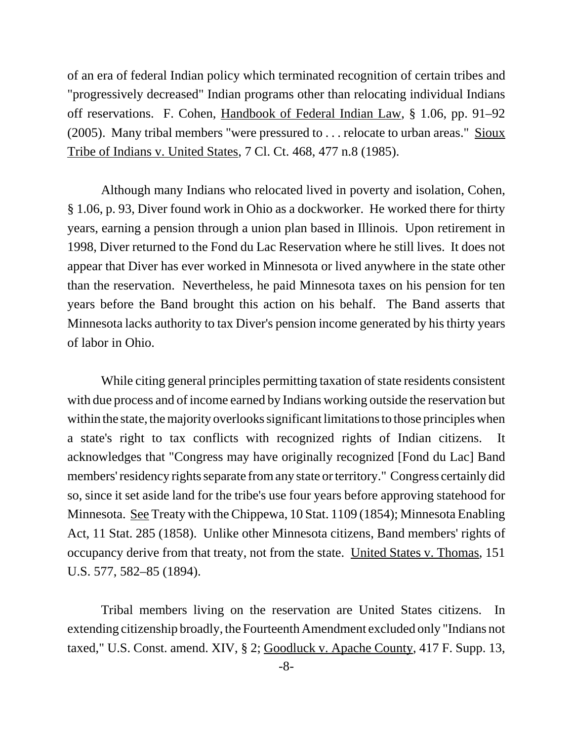of an era of federal Indian policy which terminated recognition of certain tribes and "progressively decreased" Indian programs other than relocating individual Indians off reservations. F. Cohen, Handbook of Federal Indian Law, § 1.06, pp. 91–92 (2005). Many tribal members "were pressured to . . . relocate to urban areas." Sioux Tribe of Indians v. United States, 7 Cl. Ct. 468, 477 n.8 (1985).

Although many Indians who relocated lived in poverty and isolation, Cohen, § 1.06, p. 93, Diver found work in Ohio as a dockworker. He worked there for thirty years, earning a pension through a union plan based in Illinois. Upon retirement in 1998, Diver returned to the Fond du Lac Reservation where he still lives. It does not appear that Diver has ever worked in Minnesota or lived anywhere in the state other than the reservation. Nevertheless, he paid Minnesota taxes on his pension for ten years before the Band brought this action on his behalf. The Band asserts that Minnesota lacks authority to tax Diver's pension income generated by his thirty years of labor in Ohio.

While citing general principles permitting taxation of state residents consistent with due process and of income earned by Indians working outside the reservation but within the state, the majority overlooks significant limitations to those principles when a state's right to tax conflicts with recognized rights of Indian citizens. It acknowledges that "Congress may have originally recognized [Fond du Lac] Band members' residency rights separate from any state or territory." Congress certainly did so, since it set aside land for the tribe's use four years before approving statehood for Minnesota. See Treaty with the Chippewa, 10 Stat. 1109 (1854); Minnesota Enabling Act, 11 Stat. 285 (1858). Unlike other Minnesota citizens, Band members' rights of occupancy derive from that treaty, not from the state. United States v. Thomas, 151 U.S. 577, 582–85 (1894).

Tribal members living on the reservation are United States citizens. In extending citizenship broadly, the Fourteenth Amendment excluded only "Indians not taxed," U.S. Const. amend. XIV, § 2; Goodluck v. Apache County, 417 F. Supp. 13,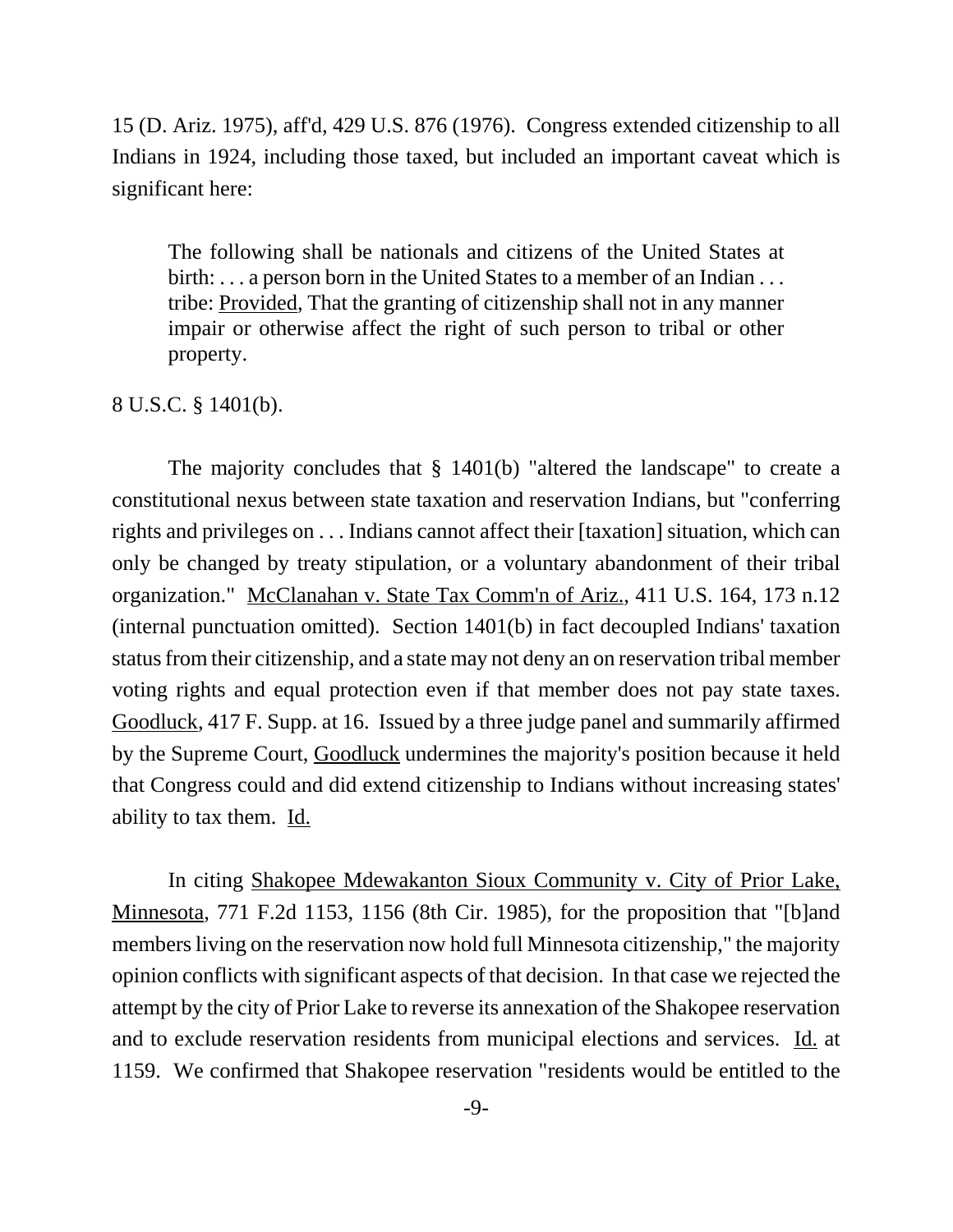15 (D. Ariz. 1975), aff'd, 429 U.S. 876 (1976). Congress extended citizenship to all Indians in 1924, including those taxed, but included an important caveat which is significant here:

> The following shall be nationals and citizens of the United States at birth: . . . a person born in the United States to a member of an Indian . . . tribe: Provided, That the granting of citizenship shall not in any manner impair or otherwise affect the right of such person to tribal or other property.

8 U.S.C. § 1401(b).

The majority concludes that § 1401(b) "altered the landscape" to create a constitutional nexus between state taxation and reservation Indians, but "conferring rights and privileges on . . . Indians cannot affect their [taxation] situation, which can only be changed by treaty stipulation, or a voluntary abandonment of their tribal organization." McClanahan v. State Tax Comm'n of Ariz., 411 U.S. 164, 173 n.12 (internal punctuation omitted). Section 1401(b) in fact decoupled Indians' taxation status from their citizenship, and a state may not deny an on reservation tribal member voting rights and equal protection even if that member does not pay state taxes. Goodluck, 417 F. Supp. at 16. Issued by a three judge panel and summarily affirmed by the Supreme Court, Goodluck undermines the majority's position because it held that Congress could and did extend citizenship to Indians without increasing states' ability to tax them. Id.

In citing Shakopee Mdewakanton Sioux Community v. City of Prior Lake, Minnesota, 771 F.2d 1153, 1156 (8th Cir. 1985), for the proposition that "[b]and members living on the reservation now hold full Minnesota citizenship," the majority opinion conflicts with significant aspects of that decision. In that case we rejected the attempt by the city of Prior Lake to reverse its annexation of the Shakopee reservation and to exclude reservation residents from municipal elections and services. Id. at 1159. We confirmed that Shakopee reservation "residents would be entitled to the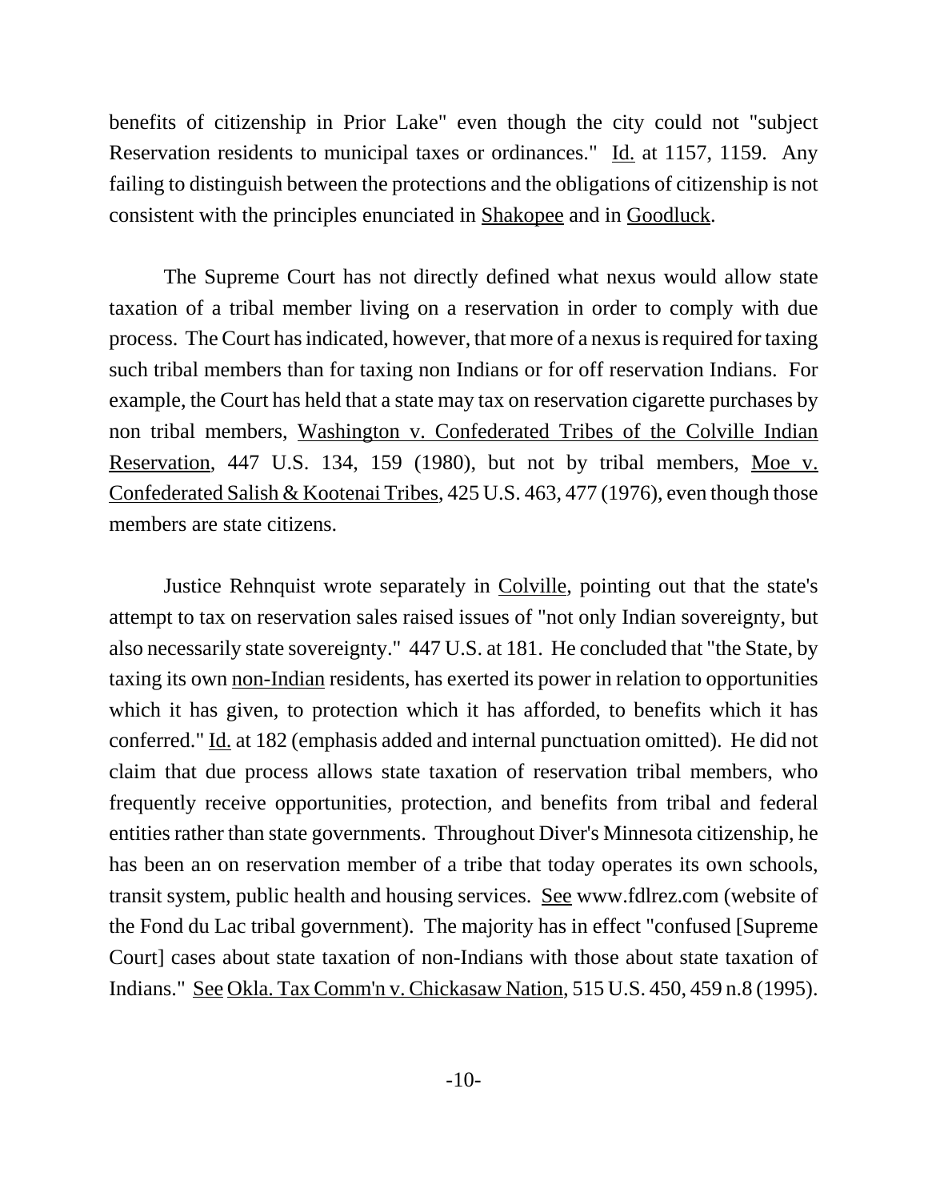benefits of citizenship in Prior Lake" even though the city could not "subject Reservation residents to municipal taxes or ordinances." Id. at 1157, 1159. Any failing to distinguish between the protections and the obligations of citizenship is not consistent with the principles enunciated in Shakopee and in Goodluck.

The Supreme Court has not directly defined what nexus would allow state taxation of a tribal member living on a reservation in order to comply with due process. The Court has indicated, however, that more of a nexus is required for taxing such tribal members than for taxing non Indians or for off reservation Indians. For example, the Court has held that a state may tax on reservation cigarette purchases by non tribal members, Washington v. Confederated Tribes of the Colville Indian Reservation, 447 U.S. 134, 159 (1980), but not by tribal members, Moe v. Confederated Salish & Kootenai Tribes, 425 U.S. 463, 477 (1976), even though those members are state citizens.

Justice Rehnquist wrote separately in Colville, pointing out that the state's attempt to tax on reservation sales raised issues of "not only Indian sovereignty, but also necessarily state sovereignty." 447 U.S. at 181. He concluded that "the State, by taxing its own non-Indian residents, has exerted its power in relation to opportunities which it has given, to protection which it has afforded, to benefits which it has conferred." Id. at 182 (emphasis added and internal punctuation omitted). He did not claim that due process allows state taxation of reservation tribal members, who frequently receive opportunities, protection, and benefits from tribal and federal entities rather than state governments. Throughout Diver's Minnesota citizenship, he has been an on reservation member of a tribe that today operates its own schools, transit system, public health and housing services. See www.fdlrez.com (website of the Fond du Lac tribal government). The majority has in effect "confused [Supreme Court] cases about state taxation of non-Indians with those about state taxation of Indians." See Okla. Tax Comm'n v. Chickasaw Nation, 515 U.S. 450, 459 n.8 (1995).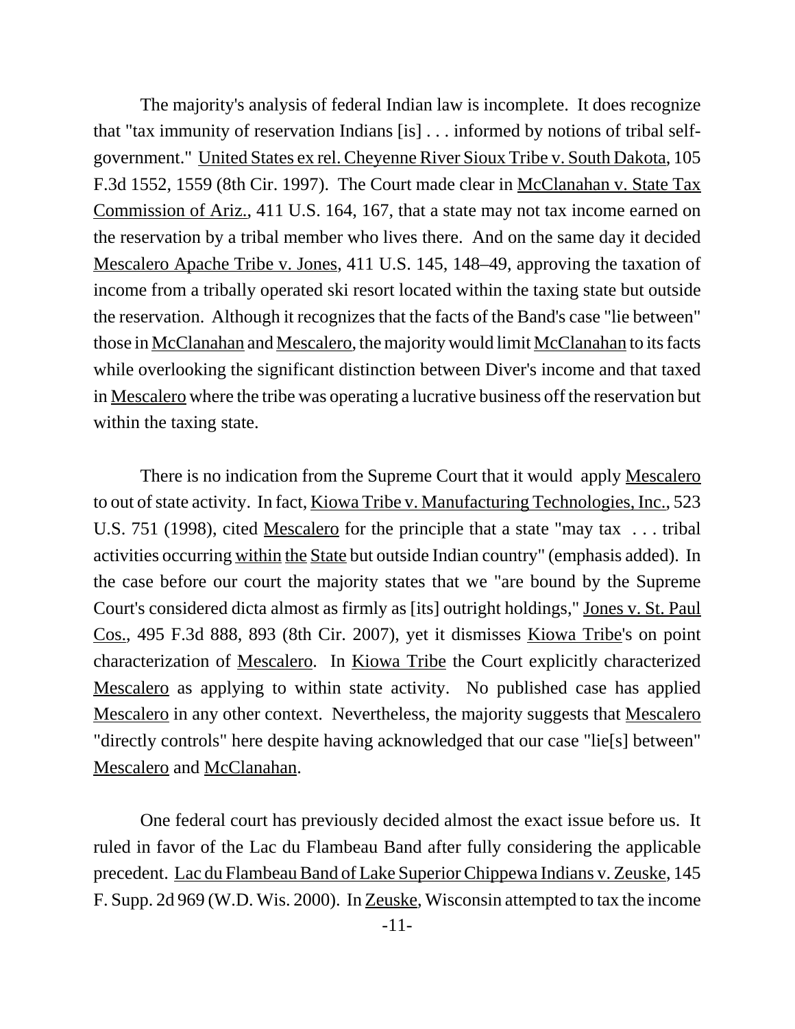The majority's analysis of federal Indian law is incomplete. It does recognize that "tax immunity of reservation Indians [is] . . . informed by notions of tribal self-government." United States ex rel. Cheyenne River Sioux Tribe v. South Dakota, 105 F.3d 1552, 1559 (8th Cir. 1997). The Court made clear in McClanahan v. State Tax Commission of Ariz., 411 U.S. 164, 167, that a state may not tax income earned on the reservation by a tribal member who lives there. And on the same day it decided Mescalero Apache Tribe v. Jones, 411 U.S. 145, 148–49, approving the taxation of income from a tribally operated ski resort located within the taxing state but outside the reservation. Although it recognizes that the facts of the Band's case "lie between" those in McClanahan and Mescalero, the majority would limit McClanahan to its facts while overlooking the significant distinction between Diver's income and that taxed in Mescalero where the tribe was operating a lucrative business off the reservation but within the taxing state.

There is no indication from the Supreme Court that it would apply Mescalero to out of state activity. In fact, Kiowa Tribe v. Manufacturing Technologies, Inc., 523 U.S. 751 (1998), cited Mescalero for the principle that a state "may tax . . . tribal activities occurring within the State but outside Indian country" (emphasis added). In the case before our court the majority states that we "are bound by the Supreme Court's considered dicta almost as firmly as [its] outright holdings," Jones v. St. Paul Cos., 495 F.3d 888, 893 (8th Cir. 2007), yet it dismisses Kiowa Tribe's on point characterization of Mescalero. In Kiowa Tribe the Court explicitly characterized Mescalero as applying to within state activity. No published case has applied Mescalero in any other context. Nevertheless, the majority suggests that Mescalero "directly controls" here despite having acknowledged that our case "lie[s] between" Mescalero and McClanahan.

One federal court has previously decided almost the exact issue before us. It ruled in favor of the Lac du Flambeau Band after fully considering the applicable precedent. Lac du Flambeau Band of Lake Superior Chippewa Indians v. Zeuske, 145 F. Supp. 2d 969 (W.D. Wis. 2000). In Zeuske, Wisconsin attempted to tax the income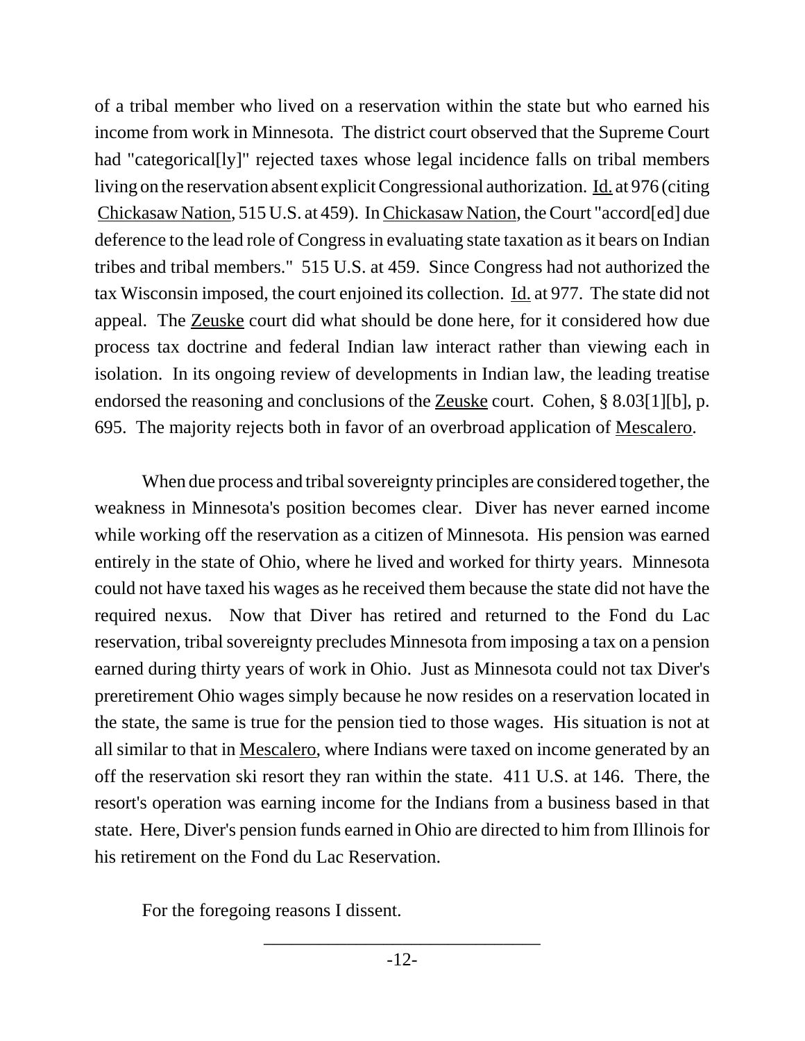of a tribal member who lived on a reservation within the state but who earned his income from work in Minnesota. The district court observed that the Supreme Court had "categorical[ly]" rejected taxes whose legal incidence falls on tribal members living on the reservation absent explicit Congressional authorization. Id. at 976 (citing Chickasaw Nation, 515 U.S. at 459). In Chickasaw Nation, the Court "accord[ed] due deference to the lead role of Congress in evaluating state taxation as it bears on Indian tribes and tribal members." 515 U.S. at 459. Since Congress had not authorized the tax Wisconsin imposed, the court enjoined its collection. Id. at 977. The state did not appeal. The Zeuske court did what should be done here, for it considered how due process tax doctrine and federal Indian law interact rather than viewing each in isolation. In its ongoing review of developments in Indian law, the leading treatise endorsed the reasoning and conclusions of the Zeuske court. Cohen, § 8.03[1][b], p. 695. The majority rejects both in favor of an overbroad application of Mescalero.

When due process and tribal sovereignty principles are considered together, the weakness in Minnesota's position becomes clear. Diver has never earned income while working off the reservation as a citizen of Minnesota. His pension was earned entirely in the state of Ohio, where he lived and worked for thirty years. Minnesota could not have taxed his wages as he received them because the state did not have the required nexus. Now that Diver has retired and returned to the Fond du Lac reservation, tribal sovereignty precludes Minnesota from imposing a tax on a pension earned during thirty years of work in Ohio. Just as Minnesota could not tax Diver's preretirement Ohio wages simply because he now resides on a reservation located in the state, the same is true for the pension tied to those wages. His situation is not at all similar to that in Mescalero, where Indians were taxed on income generated by an off the reservation ski resort they ran within the state. 411 U.S. at 146. There, the resort's operation was earning income for the Indians from a business based in that state. Here, Diver's pension funds earned in Ohio are directed to him from Illinois for his retirement on the Fond du Lac Reservation.

For the foregoing reasons I dissent.

______________________________